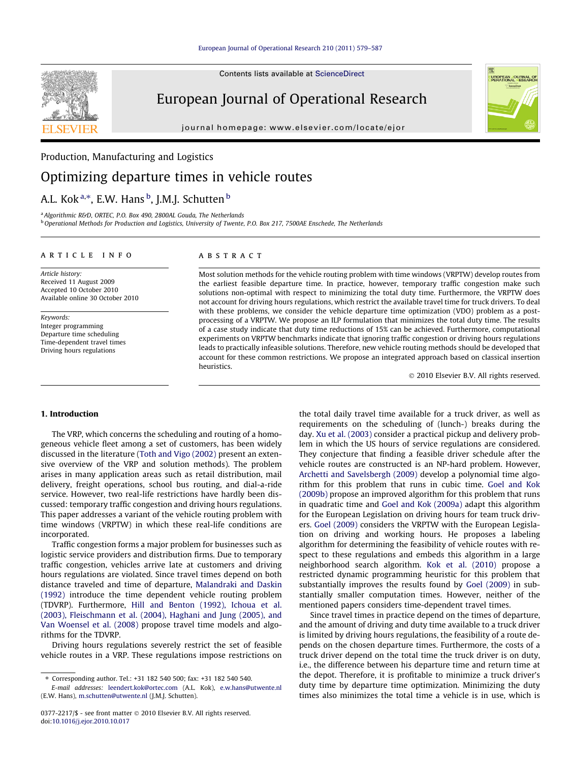Production, Manufacturing and Logistics

# Optimizing departure times in vehicle routes

A.L. Kok [a,*], E.W. Hans [b], J.M.J. Schutten [b]

[a] Algorithmic R&D, ORTEC, P.O. Box 490, 2800AL Gouda, The Netherlands
[b] Operational Methods for Production and Logistics, University of Twente, P.O. Box 217, 7500AE Enschede, The Netherlands

**ARTICLE INFO**

*Article history:*
Received 11 August 2009
Accepted 10 October 2010
Available online 30 October 2010

*Keywords:*
Integer programming
Departure time scheduling
Time-dependent travel times
Driving hours regulations

**ABSTRACT**

Most solution methods for the vehicle routing problem with time windows (VRPTW) develop routes from the earliest feasible departure time. In practice, however, temporary traffic congestion make such solutions non-optimal with respect to minimizing the total duty time. Furthermore, the VRPTW does not account for driving hours regulations, which restrict the available travel time for truck drivers. To deal with these problems, we consider the vehicle departure time optimization (VDO) problem as a post-processing of a VRPTW. We propose an ILP formulation that minimizes the total duty time. The results of a case study indicate that duty time reductions of 15% can be achieved. Furthermore, computational experiments on VRPTW benchmarks indicate that ignoring traffic congestion or driving hours regulations leads to practically infeasible solutions. Therefore, new vehicle routing methods should be developed that account for these common restrictions. We propose an integrated approach based on classical insertion heuristics.

© 2010 Elsevier B.V. All rights reserved.

## 1. Introduction

The VRP, which concerns the scheduling and routing of a homogeneous vehicle fleet among a set of customers, has been widely discussed in the literature (Toth and Vigo (2002) present an extensive overview of the VRP and solution methods). The problem arises in many application areas such as retail distribution, mail delivery, freight operations, school bus routing, and dial-a-ride service. However, two real-life restrictions have hardly been discussed: temporary traffic congestion and driving hours regulations. This paper addresses a variant of the vehicle routing problem with time windows (VRPTW) in which these real-life conditions are incorporated.

Traffic congestion forms a major problem for businesses such as logistic service providers and distribution firms. Due to temporary traffic congestion, vehicles arrive late at customers and driving hours regulations are violated. Since travel times depend on both distance traveled and time of departure, Malandraki and Daskin (1992) introduce the time dependent vehicle routing problem (TDVRP). Furthermore, Hill and Benton (1992), Ichoua et al. (2003), Fleischmann et al. (2004), Haghani and Jung (2005), and Van Woensel et al. (2008) propose travel time models and algorithms for the TDVRP.

Driving hours regulations severely restrict the set of feasible vehicle routes in a VRP. These regulations impose restrictions on the total daily travel time available for a truck driver, as well as requirements on the scheduling of (lunch-) breaks during the day. Xu et al. (2003) consider a practical pickup and delivery problem in which the US hours of service regulations are considered. They conjecture that finding a feasible driver schedule after the vehicle routes are constructed is an NP-hard problem. However, Archetti and Savelsbergh (2009) develop a polynomial time algorithm for this problem that runs in cubic time. Goel and Kok (2009b) propose an improved algorithm for this problem that runs in quadratic time and Goel and Kok (2009a) adapt this algorithm for the European Legislation on driving hours for team truck drivers. Goel (2009) considers the VRPTW with the European Legislation on driving and working hours. He proposes a labeling algorithm for determining the feasibility of vehicle routes with respect to these regulations and embeds this algorithm in a large neighborhood search algorithm. Kok et al. (2010) propose a restricted dynamic programming heuristic for this problem that substantially improves the results found by Goel (2009) in substantially smaller computation times. However, neither of the mentioned papers considers time-dependent travel times.

Since travel times in practice depend on the times of departure, and the amount of driving and duty time available to a truck driver is limited by driving hours regulations, the feasibility of a route depends on the chosen departure times. Furthermore, the costs of a truck driver depend on the total time the truck driver is on duty, i.e., the difference between his departure time and return time at the depot. Therefore, it is profitable to minimize a truck driver's duty time by departure time optimization. Minimizing the duty times also minimizes the total time a vehicle is in use, which is

* Corresponding author. Tel.: +31 182 540 500; fax: +31 182 540 540.
E-mail addresses: leendert.kok@ortec.com (A.L. Kok), e.w.hans@utwente.nl (E.W. Hans), m.schutten@utwente.nl (J.M.J. Schutten).

0377-2217/$ - see front matter © 2010 Elsevier B.V. All rights reserved.
doi:10.1016/j.ejor.2010.10.017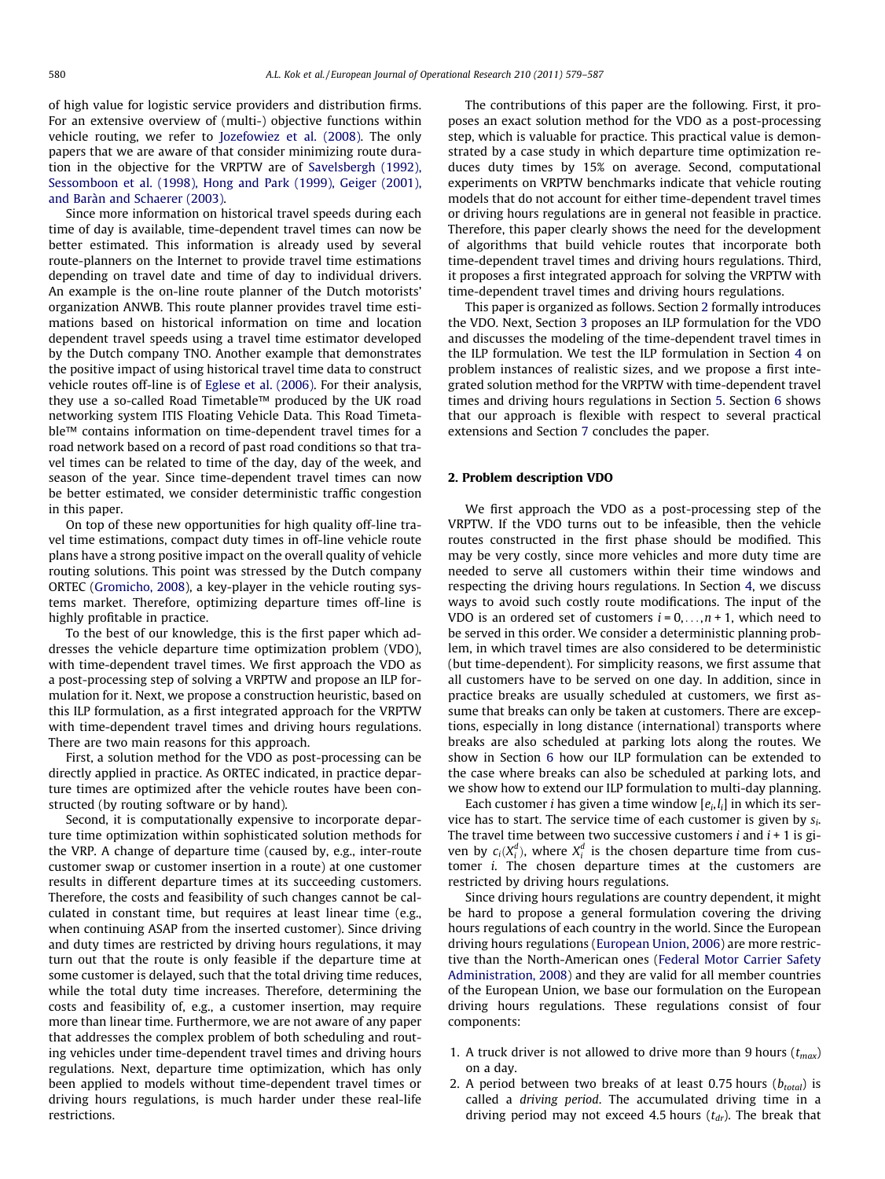of high value for logistic service providers and distribution firms. For an extensive overview of (multi-) objective functions within vehicle routing, we refer to Jozefowiez et al. (2008). The only papers that we are aware of that consider minimizing route duration in the objective for the VRPTW are of Savelsbergh (1992), Sessomboon et al. (1998), Hong and Park (1999), Geiger (2001), and Baràn and Schaerer (2003).

Since more information on historical travel speeds during each time of day is available, time-dependent travel times can now be better estimated. This information is already used by several route-planners on the Internet to provide travel time estimations depending on travel date and time of day to individual drivers. An example is the on-line route planner of the Dutch motorists' organization ANWB. This route planner provides travel time estimations based on historical information on time and location dependent travel speeds using a travel time estimator developed by the Dutch company TNO. Another example that demonstrates the positive impact of using historical travel time data to construct vehicle routes off-line is of Eglese et al. (2006). For their analysis, they use a so-called Road Timetable™ produced by the UK road networking system ITIS Floating Vehicle Data. This Road Timetable™ contains information on time-dependent travel times for a road network based on a record of past road conditions so that travel times can be related to time of the day, day of the week, and season of the year. Since time-dependent travel times can now be better estimated, we consider deterministic traffic congestion in this paper.

On top of these new opportunities for high quality off-line travel time estimations, compact duty times in off-line vehicle route plans have a strong positive impact on the overall quality of vehicle routing solutions. This point was stressed by the Dutch company ORTEC (Gromicho, 2008), a key-player in the vehicle routing systems market. Therefore, optimizing departure times off-line is highly profitable in practice.

To the best of our knowledge, this is the first paper which addresses the vehicle departure time optimization problem (VDO), with time-dependent travel times. We first approach the VDO as a post-processing step of solving a VRPTW and propose an ILP formulation for it. Next, we propose a construction heuristic, based on this ILP formulation, as a first integrated approach for the VRPTW with time-dependent travel times and driving hours regulations. There are two main reasons for this approach.

First, a solution method for the VDO as post-processing can be directly applied in practice. As ORTEC indicated, in practice departure times are optimized after the vehicle routes have been constructed (by routing software or by hand).

Second, it is computationally expensive to incorporate departure time optimization within sophisticated solution methods for the VRP. A change of departure time (caused by, e.g., inter-route customer swap or customer insertion in a route) at one customer results in different departure times at its succeeding customers. Therefore, the costs and feasibility of such changes cannot be calculated in constant time, but requires at least linear time (e.g., when continuing ASAP from the inserted customer). Since driving and duty times are restricted by driving hours regulations, it may turn out that the route is only feasible if the departure time at some customer is delayed, such that the total driving time reduces, while the total duty time increases. Therefore, determining the costs and feasibility of, e.g., a customer insertion, may require more than linear time. Furthermore, we are not aware of any paper that addresses the complex problem of both scheduling and routing vehicles under time-dependent travel times and driving hours regulations. Next, departure time optimization, which has only been applied to models without time-dependent travel times or driving hours regulations, is much harder under these real-life restrictions.

The contributions of this paper are the following. First, it proposes an exact solution method for the VDO as a post-processing step, which is valuable for practice. This practical value is demonstrated by a case study in which departure time optimization reduces duty times by 15% on average. Second, computational experiments on VRPTW benchmarks indicate that vehicle routing models that do not account for either time-dependent travel times or driving hours regulations are in general not feasible in practice. Therefore, this paper clearly shows the need for the development of algorithms that build vehicle routes that incorporate both time-dependent travel times and driving hours regulations. Third, it proposes a first integrated approach for solving the VRPTW with time-dependent travel times and driving hours regulations.

This paper is organized as follows. Section 2 formally introduces the VDO. Next, Section 3 proposes an ILP formulation for the VDO and discusses the modeling of the time-dependent travel times in the ILP formulation. We test the ILP formulation in Section 4 on problem instances of realistic sizes, and we propose a first integrated solution method for the VRPTW with time-dependent travel times and driving hours regulations in Section 5. Section 6 shows that our approach is flexible with respect to several practical extensions and Section 7 concludes the paper.

## 2. Problem description VDO

We first approach the VDO as a post-processing step of the VRPTW. If the VDO turns out to be infeasible, then the vehicle routes constructed in the first phase should be modified. This may be very costly, since more vehicles and more duty time are needed to serve all customers within their time windows and respecting the driving hours regulations. In Section 4, we discuss ways to avoid such costly route modifications. The input of the VDO is an ordered set of customers $i = 0,\ldots,n+1$, which need to be served in this order. We consider a deterministic planning problem, in which travel times are also considered to be deterministic (but time-dependent). For simplicity reasons, we first assume that all customers have to be served on one day. In addition, since in practice breaks are usually scheduled at customers, we first assume that breaks can only be taken at customers. There are exceptions, especially in long distance (international) transports where breaks are also scheduled at parking lots along the routes. We show in Section 6 how our ILP formulation can be extended to the case where breaks can also be scheduled at parking lots, and we show how to extend our ILP formulation to multi-day planning.

Each customer $i$ has given a time window $[e_i, l_i]$ in which its service has to start. The service time of each customer is given by $s_i$. The travel time between two successive customers $i$ and $i+1$ is given by $c_i(X_i^d)$, where $X_i^d$ is the chosen departure time from customer $i$. The chosen departure times at the customers are restricted by driving hours regulations.

Since driving hours regulations are country dependent, it might be hard to propose a general formulation covering the driving hours regulations of each country in the world. Since the European driving hours regulations (European Union, 2006) are more restrictive than the North-American ones (Federal Motor Carrier Safety Administration, 2008) and they are valid for all member countries of the European Union, we base our formulation on the European driving hours regulations. These regulations consist of four components:

1. A truck driver is not allowed to drive more than 9 hours ($t_{max}$) on a day.
2. A period between two breaks of at least 0.75 hours ($b_{total}$) is called a *driving period*. The accumulated driving time in a driving period may not exceed 4.5 hours ($t_{dr}$). The break that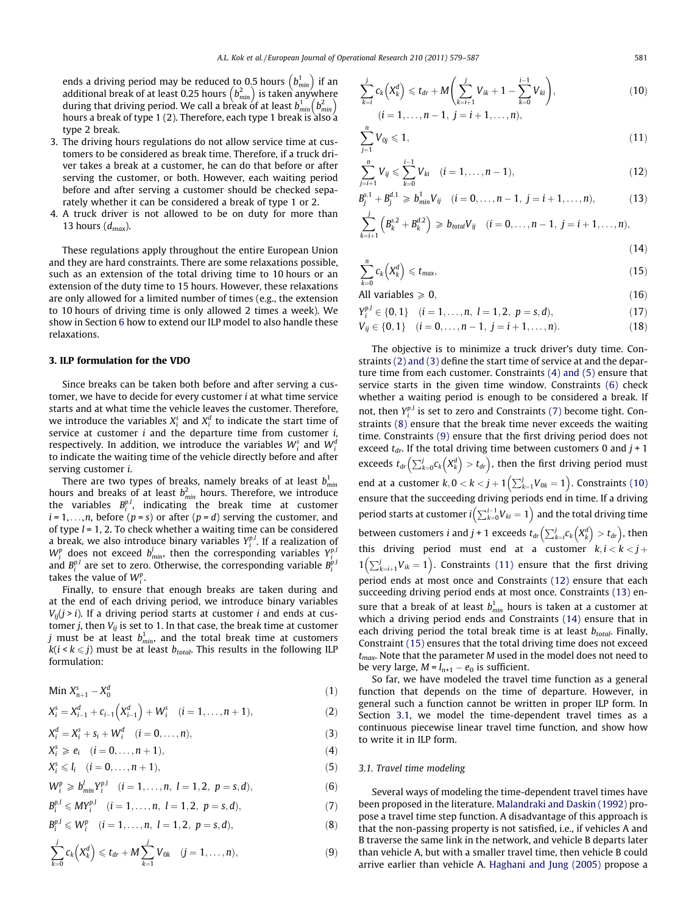ends a driving period may be reduced to 0.5 hours $\left(b^1_{min}\right)$ if an additional break of at least 0.25 hours $\left(b^2_{min}\right)$ is taken anywhere during that driving period. We call a break of at least $b^1_{min}\left(b^2_{min}\right)$ hours a break of type 1 (2). Therefore, each type 1 break is also a type 2 break.

3. The driving hours regulations do not allow service time at customers to be considered as break time. Therefore, if a truck driver takes a break at a customer, he can do that before or after serving the customer, or both. However, each waiting period before and after serving a customer should be checked separately whether it can be considered a break of type 1 or 2.
4. A truck driver is not allowed to be on duty for more than 13 hours ($d_{max}$).

These regulations apply throughout the entire European Union and they are hard constraints. There are some relaxations possible, such as an extension of the total driving time to 10 hours or an extension of the duty time to 15 hours. However, these relaxations are only allowed for a limited number of times (e.g., the extension to 10 hours of driving time is only allowed 2 times a week). We show in Section 6 how to extend our ILP model to also handle these relaxations.

## 3. ILP formulation for the VDO

Since breaks can be taken both before and after serving a customer, we have to decide for every customer $i$ at what time service starts and at what time the vehicle leaves the customer. Therefore, we introduce the variables $X^s_i$ and $X^d_i$ to indicate the start time of service at customer $i$ and the departure time from customer $i$, respectively. In addition, we introduce the variables $W^s_i$ and $W^d_i$ to indicate the waiting time of the vehicle directly before and after serving customer $i$.

There are two types of breaks, namely breaks of at least $b^1_{min}$ hours and breaks of at least $b^2_{min}$ hours. Therefore, we introduce the variables $B^{p,l}_i$, indicating the break time at customer $i = 1,\ldots,n$, before ($p = s$) or after ($p = d$) serving the customer, and of type $l = 1, 2$. To check whether a waiting time can be considered a break, we also introduce binary variables $Y^{p,l}_i$. If a realization of $W^p_i$ does not exceed $b^l_{min}$, then the corresponding variables $Y^{p,l}_i$ and $B^{p,l}_i$ are set to zero. Otherwise, the corresponding variable $B^{p,l}_i$ takes the value of $W^p_i$.

Finally, to ensure that enough breaks are taken during and at the end of each driving period, we introduce binary variables $V_{ij}(j > i)$. If a driving period starts at customer $i$ and ends at customer $j$, then $V_{ij}$ is set to 1. In that case, the break time at customer $j$ must be at least $b^1_{min}$, and the total break time at customers $k(i < k \leqslant j)$ must be at least $b_{total}$. This results in the following ILP formulation:

$$\text{Min } X^s_{n+1} - X^d_0 \tag{1}$$

$$X^s_i = X^d_{i-1} + c_{i-1}\left(X^d_{i-1}\right) + W^s_i \quad (i = 1,\ldots,n+1), \tag{2}$$

$$X^d_i = X^s_i + s_i + W^d_i \quad (i = 0,\ldots,n), \tag{3}$$

$$X^s_i \geqslant e_i \quad (i = 0,\ldots,n+1), \tag{4}$$

$$X^s_i \leqslant l_i \quad (i = 0,\ldots,n+1), \tag{5}$$

$$W^p_i \geqslant b^l_{min} Y^{p,l}_i \quad (i = 1,\ldots,n,\ l = 1,2,\ p = s,d), \tag{6}$$

$$B^{p,l}_i \leqslant M Y^{p,l}_i \quad (i = 1,\ldots,n,\ l = 1,2,\ p = s,d), \tag{7}$$

$$B^{p,l}_i \leqslant W^p_i \quad (i = 1,\ldots,n,\ l = 1,2,\ p = s,d), \tag{8}$$

$$\sum_{k=0}^{j} c_k\left(X^d_k\right) \leqslant t_{dr} + M\sum_{k=1}^{j} V_{0k} \quad (j = 1,\ldots,n), \tag{9}$$

$$\sum_{k=i}^{j} c_k\left(X^d_k\right) \leqslant t_{dr} + M\left(\sum_{k=i+1}^{j} V_{ik} + 1 - \sum_{k=0}^{i-1} V_{ki}\right), \tag{10}$$
$$(i = 1,\ldots,n-1,\ j = i+1,\ldots,n),$$

$$\sum_{j=1}^{n} V_{0j} \leqslant 1, \tag{11}$$

$$\sum_{j=i+1}^{n} V_{ij} \leqslant \sum_{k=0}^{i-1} V_{ki} \quad (i = 1,\ldots,n-1), \tag{12}$$

$$B^{s,1}_j + B^{d,1}_j \geqslant b^1_{min} V_{ij} \quad (i = 0,\ldots,n-1,\ j = i+1,\ldots,n), \tag{13}$$

$$\sum_{k=i+1}^{j}\left(B^{s,2}_k + B^{d,2}_k\right) \geqslant b_{total} V_{ij} \quad (i = 0,\ldots,n-1,\ j = i+1,\ldots,n), \tag{14}$$

$$\sum_{k=0}^{n} c_k\left(X^d_k\right) \leqslant t_{max}, \tag{15}$$

$$\text{All variables} \geqslant 0, \tag{16}$$

$$Y^{p,l}_i \in \{0,1\} \quad (i = 1,\ldots,n,\ l = 1,2,\ p = s,d), \tag{17}$$

$$V_{ij} \in \{0,1\} \quad (i = 0,\ldots,n-1,\ j = i+1,\ldots,n). \tag{18}$$

The objective is to minimize a truck driver's duty time. Constraints (2) and (3) define the start time of service and the departure time from each customer. Constraints (4) and (5) ensure that service starts in the given time window. Constraints (6) check whether a waiting period is enough to be considered a break. If not, then $Y^{p,l}_i$ is set to zero and Constraints (7) become tight. Constraints (8) ensure that the break time never exceeds the waiting time. Constraints (9) ensure that the first driving period does not exceed $t_{dr}$. If the total driving time between customers 0 and $j + 1$ exceeds $t_{dr}\left(\sum_{k=0}^{j} c_k\left(X^d_k\right) > t_{dr}\right)$, then the first driving period must end at a customer $k, 0 < k < j + 1\left(\sum_{k=1}^{j} V_{0k} = 1\right)$. Constraints (10) ensure that the succeeding driving periods end in time. If a driving period starts at customer $i\left(\sum_{k=0}^{i-1} V_{ki} = 1\right)$ and the total driving time between customers $i$ and $j + 1$ exceeds $t_{dr}\left(\sum_{k=i}^{j} c_k\left(X^d_k\right) > t_{dr}\right)$, then this driving period must end at a customer $k, i < k < j + 1\left(\sum_{k=i+1}^{j} V_{ik} = 1\right)$. Constraints (11) ensure that the first driving period ends at most once and Constraints (12) ensure that each succeeding driving period ends at most once. Constraints (13) ensure that a break of at least $b^1_{min}$ hours is taken at a customer at which a driving period ends and Constraints (14) ensure that in each driving period the total break time is at least $b_{total}$. Finally, Constraint (15) ensures that the total driving time does not exceed $t_{max}$. Note that the parameter $M$ used in the model does not need to be very large, $M = l_{n+1} - e_0$ is sufficient.

So far, we have modeled the travel time function as a general function that depends on the time of departure. However, in general such a function cannot be written in proper ILP form. In Section 3.1, we model the time-dependent travel times as a continuous piecewise linear travel time function, and show how to write it in ILP form.

### 3.1. Travel time modeling

Several ways of modeling the time-dependent travel times have been proposed in the literature. Malandraki and Daskin (1992) propose a travel time step function. A disadvantage of this approach is that the non-passing property is not satisfied, i.e., if vehicles A and B traverse the same link in the network, and vehicle B departs later than vehicle A, but with a smaller travel time, then vehicle B could arrive earlier than vehicle A. Haghani and Jung (2005) propose a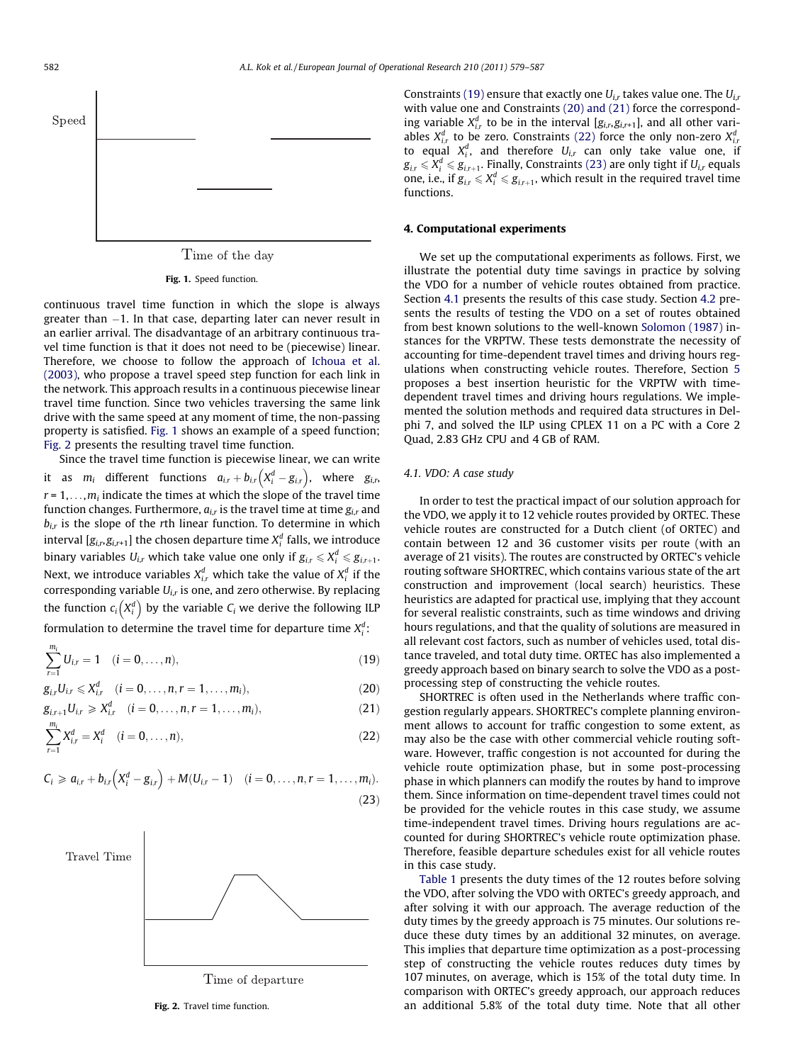Fig. 1. Speed function.

continuous travel time function in which the slope is always greater than −1. In that case, departing later can never result in an earlier arrival. The disadvantage of an arbitrary continuous travel time function is that it does not need to be (piecewise) linear. Therefore, we choose to follow the approach of Ichoua et al. (2003), who propose a travel speed step function for each link in the network. This approach results in a continuous piecewise linear travel time function. Since two vehicles traversing the same link drive with the same speed at any moment of time, the non-passing property is satisfied. Fig. 1 shows an example of a speed function; Fig. 2 presents the resulting travel time function.

Since the travel time function is piecewise linear, we can write it as $m_i$ different functions $a_{i,r} + b_{i,r}\left(X_i^d - g_{i,r}\right)$, where $g_{i,r}$, $r = 1,\ldots,m_i$ indicate the times at which the slope of the travel time function changes. Furthermore, $a_{i,r}$ is the travel time at time $g_{i,r}$ and $b_{i,r}$ is the slope of the $r$th linear function. To determine in which interval $[g_{i,r}, g_{i,r+1}]$ the chosen departure time $X_i^d$ falls, we introduce binary variables $U_{i,r}$ which take value one only if $g_{i,r} \leqslant X_i^d \leqslant g_{i,r+1}$. Next, we introduce variables $X_{i,r}^d$ which take the value of $X_i^d$ if the corresponding variable $U_{i,r}$ is one, and zero otherwise. By replacing the function $c_i\left(X_i^d\right)$ by the variable $C_i$ we derive the following ILP formulation to determine the travel time for departure time $X_i^d$:

$$\sum_{r=1}^{m_i} U_{i,r} = 1 \quad (i = 0,\ldots,n), \tag{19}$$

$$g_{i,r} U_{i,r} \leqslant X_{i,r}^d \quad (i = 0,\ldots,n, r = 1,\ldots,m_i), \tag{20}$$

$$g_{i,r+1} U_{i,r} \geqslant X_{i,r}^d \quad (i = 0,\ldots,n, r = 1,\ldots,m_i), \tag{21}$$

$$\sum_{r=1}^{m_i} X_{i,r}^d = X_i^d \quad (i = 0,\ldots,n), \tag{22}$$

$$C_i \geqslant a_{i,r} + b_{i,r}\left(X_i^d - g_{i,r}\right) + M(U_{i,r} - 1) \quad (i = 0,\ldots,n, r = 1,\ldots,m_i). \tag{23}$$

Fig. 2. Travel time function.

Constraints (19) ensure that exactly one $U_{i,r}$ takes value one. The $U_{i,r}$ with value one and Constraints (20) and (21) force the corresponding variable $X_{i,r}^d$ to be in the interval $[g_{i,r}, g_{i,r+1}]$, and all other variables $X_{i,r}^d$ to be zero. Constraints (22) force the only non-zero $X_{i,r}^d$ to equal $X_i^d$, and therefore $U_{i,r}$ can only take value one, if $g_{i,r} \leqslant X_i^d \leqslant g_{i,r+1}$. Finally, Constraints (23) are only tight if $U_{i,r}$ equals one, i.e., if $g_{i,r} \leqslant X_i^d \leqslant g_{i,r+1}$, which result in the required travel time functions.

## 4. Computational experiments

We set up the computational experiments as follows. First, we illustrate the potential duty time savings in practice by solving the VDO for a number of vehicle routes obtained from practice. Section 4.1 presents the results of this case study. Section 4.2 presents the results of testing the VDO on a set of routes obtained from best known solutions to the well-known Solomon (1987) instances for the VRPTW. These tests demonstrate the necessity of accounting for time-dependent travel times and driving hours regulations when constructing vehicle routes. Therefore, Section 5 proposes a best insertion heuristic for the VRPTW with time-dependent travel times and driving hours regulations. We implemented the solution methods and required data structures in Delphi 7, and solved the ILP using CPLEX 11 on a PC with a Core 2 Quad, 2.83 GHz CPU and 4 GB of RAM.

### 4.1. VDO: A case study

In order to test the practical impact of our solution approach for the VDO, we apply it to 12 vehicle routes provided by ORTEC. These vehicle routes are constructed for a Dutch client (of ORTEC) and contain between 12 and 36 customer visits per route (with an average of 21 visits). The routes are constructed by ORTEC's vehicle routing software SHORTREC, which contains various state of the art construction and improvement (local search) heuristics. These heuristics are adapted for practical use, implying that they account for several realistic constraints, such as time windows and driving hours regulations, and that the quality of solutions are measured in all relevant cost factors, such as number of vehicles used, total distance traveled, and total duty time. ORTEC has also implemented a greedy approach based on binary search to solve the VDO as a post-processing step of constructing the vehicle routes.

SHORTREC is often used in the Netherlands where traffic congestion regularly appears. SHORTREC's complete planning environment allows to account for traffic congestion to some extent, as may also be the case with other commercial vehicle routing software. However, traffic congestion is not accounted for during the vehicle route optimization phase, but in some post-processing phase in which planners can modify the routes by hand to improve them. Since information on time-dependent travel times could not be provided for the vehicle routes in this case study, we assume time-independent travel times. Driving hours regulations are accounted for during SHORTREC's vehicle route optimization phase. Therefore, feasible departure schedules exist for all vehicle routes in this case study.

Table 1 presents the duty times of the 12 routes before solving the VDO, after solving the VDO with ORTEC's greedy approach, and after solving it with our approach. The average reduction of the duty times by the greedy approach is 75 minutes. Our solutions reduce these duty times by an additional 32 minutes, on average. This implies that departure time optimization as a post-processing step of constructing the vehicle routes reduces duty times by 107 minutes, on average, which is 15% of the total duty time. In comparison with ORTEC's greedy approach, our approach reduces an additional 5.8% of the total duty time. Note that all other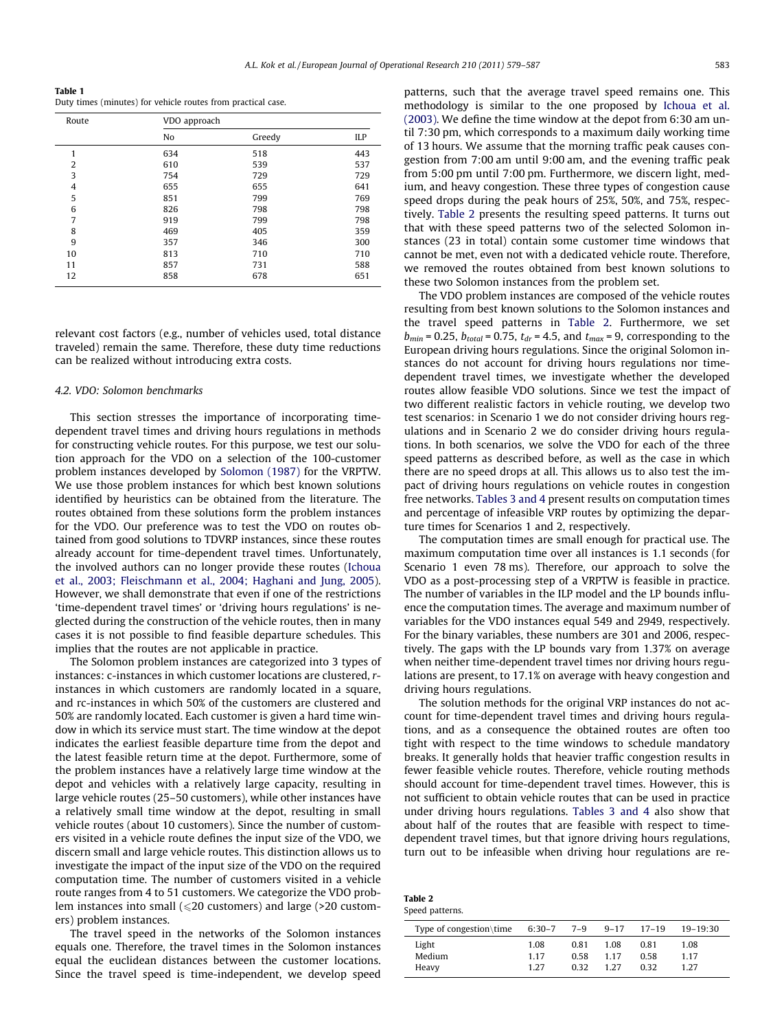**Table 1**
Duty times (minutes) for vehicle routes from practical case.

| Route | VDO approach | | |
|---|---|---|---|
| | No | Greedy | ILP |
| 1 | 634 | 518 | 443 |
| 2 | 610 | 539 | 537 |
| 3 | 754 | 729 | 729 |
| 4 | 655 | 655 | 641 |
| 5 | 851 | 799 | 769 |
| 6 | 826 | 798 | 798 |
| 7 | 919 | 799 | 798 |
| 8 | 469 | 405 | 359 |
| 9 | 357 | 346 | 300 |
| 10 | 813 | 710 | 710 |
| 11 | 857 | 731 | 588 |
| 12 | 858 | 678 | 651 |

relevant cost factors (e.g., number of vehicles used, total distance traveled) remain the same. Therefore, these duty time reductions can be realized without introducing extra costs.

### 4.2. VDO: Solomon benchmarks

This section stresses the importance of incorporating time-dependent travel times and driving hours regulations in methods for constructing vehicle routes. For this purpose, we test our solution approach for the VDO on a selection of the 100-customer problem instances developed by Solomon (1987) for the VRPTW. We use those problem instances for which best known solutions identified by heuristics can be obtained from the literature. The routes obtained from these solutions form the problem instances for the VDO. Our preference was to test the VDO on routes obtained from good solutions to TDVRP instances, since these routes already account for time-dependent travel times. Unfortunately, the involved authors can no longer provide these routes (Ichoua et al., 2003; Fleischmann et al., 2004; Haghani and Jung, 2005). However, we shall demonstrate that even if one of the restrictions 'time-dependent travel times' or 'driving hours regulations' is neglected during the construction of the vehicle routes, then in many cases it is not possible to find feasible departure schedules. This implies that the routes are not applicable in practice.

The Solomon problem instances are categorized into 3 types of instances: c-instances in which customer locations are clustered, r-instances in which customers are randomly located in a square, and rc-instances in which 50% of the customers are clustered and 50% are randomly located. Each customer is given a hard time window in which its service must start. The time window at the depot indicates the earliest feasible departure time from the depot and the latest feasible return time at the depot. Furthermore, some of the problem instances have a relatively large time window at the depot and vehicles with a relatively large capacity, resulting in large vehicle routes (25–50 customers), while other instances have a relatively small time window at the depot, resulting in small vehicle routes (about 10 customers). Since the number of customers visited in a vehicle route defines the input size of the VDO, we discern small and large vehicle routes. This distinction allows us to investigate the impact of the input size of the VDO on the required computation time. The number of customers visited in a vehicle route ranges from 4 to 51 customers. We categorize the VDO problem instances into small ($\leqslant$20 customers) and large (>20 customers) problem instances.

The travel speed in the networks of the Solomon instances equals one. Therefore, the travel times in the Solomon instances equal the euclidean distances between the customer locations. Since the travel speed is time-independent, we develop speed patterns, such that the average travel speed remains one. This methodology is similar to the one proposed by Ichoua et al. (2003). We define the time window at the depot from 6:30 am until 7:30 pm, which corresponds to a maximum daily working time of 13 hours. We assume that the morning traffic peak causes congestion from 7:00 am until 9:00 am, and the evening traffic peak from 5:00 pm until 7:00 pm. Furthermore, we discern light, medium, and heavy congestion. These three types of congestion cause speed drops during the peak hours of 25%, 50%, and 75%, respectively. Table 2 presents the resulting speed patterns. It turns out that with these speed patterns two of the selected Solomon instances (23 in total) contain some customer time windows that cannot be met, even not with a dedicated vehicle route. Therefore, we removed the routes obtained from best known solutions to these two Solomon instances from the problem set.

The VDO problem instances are composed of the vehicle routes resulting from best known solutions to the Solomon instances and the travel speed patterns in Table 2. Furthermore, we set $b_{min}$ = 0.25, $b_{total}$ = 0.75, $t_{dr}$ = 4.5, and $t_{max}$ = 9, corresponding to the European driving hours regulations. Since the original Solomon instances do not account for driving hours regulations nor time-dependent travel times, we investigate whether the developed routes allow feasible VDO solutions. Since we test the impact of two different realistic factors in vehicle routing, we develop two test scenarios: in Scenario 1 we do not consider driving hours regulations and in Scenario 2 we do consider driving hours regulations. In both scenarios, we solve the VDO for each of the three speed patterns as described before, as well as the case in which there are no speed drops at all. This allows us to also test the impact of driving hours regulations on vehicle routes in congestion free networks. Tables 3 and 4 present results on computation times and percentage of infeasible VRP routes by optimizing the departure times for Scenarios 1 and 2, respectively.

The computation times are small enough for practical use. The maximum computation time over all instances is 1.1 seconds (for Scenario 1 even 78 ms). Therefore, our approach to solve the VDO as a post-processing step of a VRPTW is feasible in practice. The number of variables in the ILP model and the LP bounds influence the computation times. The average and maximum number of variables for the VDO instances equal 549 and 2949, respectively. For the binary variables, these numbers are 301 and 2006, respectively. The gaps with the LP bounds vary from 1.37% on average when neither time-dependent travel times nor driving hours regulations are present, to 17.1% on average with heavy congestion and driving hours regulations.

The solution methods for the original VRP instances do not account for time-dependent travel times and driving hours regulations, and as a consequence the obtained routes are often too tight with respect to the time windows to schedule mandatory breaks. It generally holds that heavier traffic congestion results in fewer feasible vehicle routes. Therefore, vehicle routing methods should account for time-dependent travel times. However, this is not sufficient to obtain vehicle routes that can be used in practice under driving hours regulations. Tables 3 and 4 also show that about half of the routes that are feasible with respect to time-dependent travel times, but that ignore driving hours regulations, turn out to be infeasible when driving hour regulations are re-

**Table 2**
Speed patterns.

| Type of congestion\time | 6:30–7 | 7–9 | 9–17 | 17–19 | 19–19:30 |
|---|---|---|---|---|---|
| Light | 1.08 | 0.81 | 1.08 | 0.81 | 1.08 |
| Medium | 1.17 | 0.58 | 1.17 | 0.58 | 1.17 |
| Heavy | 1.27 | 0.32 | 1.27 | 0.32 | 1.27 |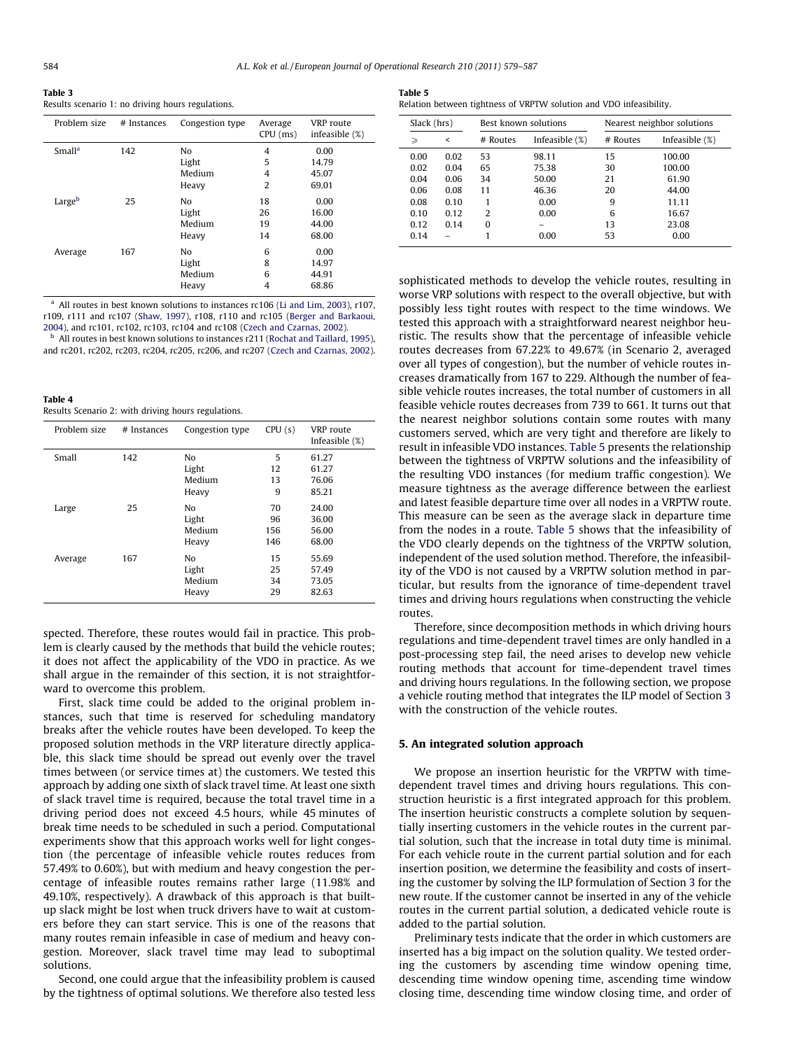**Table 3**
Results scenario 1: no driving hours regulations.

| Problem size | # Instances | Congestion type | Average CPU (ms) | VRP route infeasible (%) |
|---|---|---|---|---|
| Small[a] | 142 | No | 4 | 0.00 |
| | | Light | 5 | 14.79 |
| | | Medium | 4 | 45.07 |
| | | Heavy | 2 | 69.01 |
| Large[b] | 25 | No | 18 | 0.00 |
| | | Light | 26 | 16.00 |
| | | Medium | 19 | 44.00 |
| | | Heavy | 14 | 68.00 |
| Average | 167 | No | 6 | 0.00 |
| | | Light | 8 | 14.97 |
| | | Medium | 6 | 44.91 |
| | | Heavy | 4 | 68.86 |

[a] All routes in best known solutions to instances rc106 (Li and Lim, 2003), r107, r109, r111 and rc107 (Shaw, 1997), r108, r110 and rc105 (Berger and Barkaoui, 2004), and rc101, rc102, rc103, rc104 and rc108 (Czech and Czarnas, 2002).

[b] All routes in best known solutions to instances r211 (Rochat and Taillard, 1995), and rc201, rc202, rc203, rc204, rc205, rc206, and rc207 (Czech and Czarnas, 2002).

**Table 4**
Results Scenario 2: with driving hours regulations.

| Problem size | # Instances | Congestion type | CPU (s) | VRP route Infeasible (%) |
|---|---|---|---|---|
| Small | 142 | No | 5 | 61.27 |
| | | Light | 12 | 61.27 |
| | | Medium | 13 | 76.06 |
| | | Heavy | 9 | 85.21 |
| Large | 25 | No | 70 | 24.00 |
| | | Light | 96 | 36.00 |
| | | Medium | 156 | 56.00 |
| | | Heavy | 146 | 68.00 |
| Average | 167 | No | 15 | 55.69 |
| | | Light | 25 | 57.49 |
| | | Medium | 34 | 73.05 |
| | | Heavy | 29 | 82.63 |

spected. Therefore, these routes would fail in practice. This problem is clearly caused by the methods that build the vehicle routes; it does not affect the applicability of the VDO in practice. As we shall argue in the remainder of this section, it is not straightforward to overcome this problem.

First, slack time could be added to the original problem instances, such that time is reserved for scheduling mandatory breaks after the vehicle routes have been developed. To keep the proposed solution methods in the VRP literature directly applicable, this slack time should be spread out evenly over the travel times between (or service times at) the customers. We tested this approach by adding one sixth of slack travel time. At least one sixth of slack travel time is required, because the total travel time in a driving period does not exceed 4.5 hours, while 45 minutes of break time needs to be scheduled in such a period. Computational experiments show that this approach works well for light congestion (the percentage of infeasible vehicle routes reduces from 57.49% to 0.60%), but with medium and heavy congestion the percentage of infeasible routes remains rather large (11.98% and 49.10%, respectively). A drawback of this approach is that built-up slack might be lost when truck drivers have to wait at customers before they can start service. This is one of the reasons that many routes remain infeasible in case of medium and heavy congestion. Moreover, slack travel time may lead to suboptimal solutions.

Second, one could argue that the infeasibility problem is caused by the tightness of optimal solutions. We therefore also tested less sophisticated methods to develop the vehicle routes, resulting in worse VRP solutions with respect to the overall objective, but with possibly less tight routes with respect to the time windows. We tested this approach with a straightforward nearest neighbor heuristic. The results show that the percentage of infeasible vehicle routes decreases from 67.22% to 49.67% (in Scenario 2, averaged over all types of congestion), but the number of vehicle routes increases dramatically from 167 to 229. Although the number of feasible vehicle routes increases, the total number of customers in all feasible vehicle routes decreases from 739 to 661. It turns out that the nearest neighbor solutions contain some routes with many customers served, which are very tight and therefore are likely to result in infeasible VDO instances. Table 5 presents the relationship between the tightness of VRPTW solutions and the infeasibility of the resulting VDO instances (for medium traffic congestion). We measure tightness as the average difference between the earliest and latest feasible departure time over all nodes in a VRPTW route. This measure can be seen as the average slack in departure time from the nodes in a route. Table 5 shows that the infeasibility of the VDO clearly depends on the tightness of the VRPTW solution, independent of the used solution method. Therefore, the infeasibility of the VDO is not caused by a VRPTW solution method in particular, but results from the ignorance of time-dependent travel times and driving hours regulations when constructing the vehicle routes.

**Table 5**
Relation between tightness of VRPTW solution and VDO infeasibility.

| Slack (hrs) | | Best known solutions | | Nearest neighbor solutions | |
|---|---|---|---|---|---|
| ⩾ | < | # Routes | Infeasible (%) | # Routes | Infeasible (%) |
| 0.00 | 0.02 | 53 | 98.11 | 15 | 100.00 |
| 0.02 | 0.04 | 65 | 75.38 | 30 | 100.00 |
| 0.04 | 0.06 | 34 | 50.00 | 21 | 61.90 |
| 0.06 | 0.08 | 11 | 46.36 | 20 | 44.00 |
| 0.08 | 0.10 | 1 | 0.00 | 9 | 11.11 |
| 0.10 | 0.12 | 2 | 0.00 | 6 | 16.67 |
| 0.12 | 0.14 | 0 | – | 13 | 23.08 |
| 0.14 | – | 1 | 0.00 | 53 | 0.00 |

Therefore, since decomposition methods in which driving hours regulations and time-dependent travel times are only handled in a post-processing step fail, the need arises to develop new vehicle routing methods that account for time-dependent travel times and driving hours regulations. In the following section, we propose a vehicle routing method that integrates the ILP model of Section 3 with the construction of the vehicle routes.

## 5. An integrated solution approach

We propose an insertion heuristic for the VRPTW with time-dependent travel times and driving hours regulations. This construction heuristic is a first integrated approach for this problem. The insertion heuristic constructs a complete solution by sequentially inserting customers in the vehicle routes in the current partial solution, such that the increase in total duty time is minimal. For each vehicle route in the current partial solution and for each insertion position, we determine the feasibility and costs of inserting the customer by solving the ILP formulation of Section 3 for the new route. If the customer cannot be inserted in any of the vehicle routes in the current partial solution, a dedicated vehicle route is added to the partial solution.

Preliminary tests indicate that the order in which customers are inserted has a big impact on the solution quality. We tested ordering the customers by ascending time window opening time, descending time window opening time, ascending time window closing time, descending time window closing time, and order of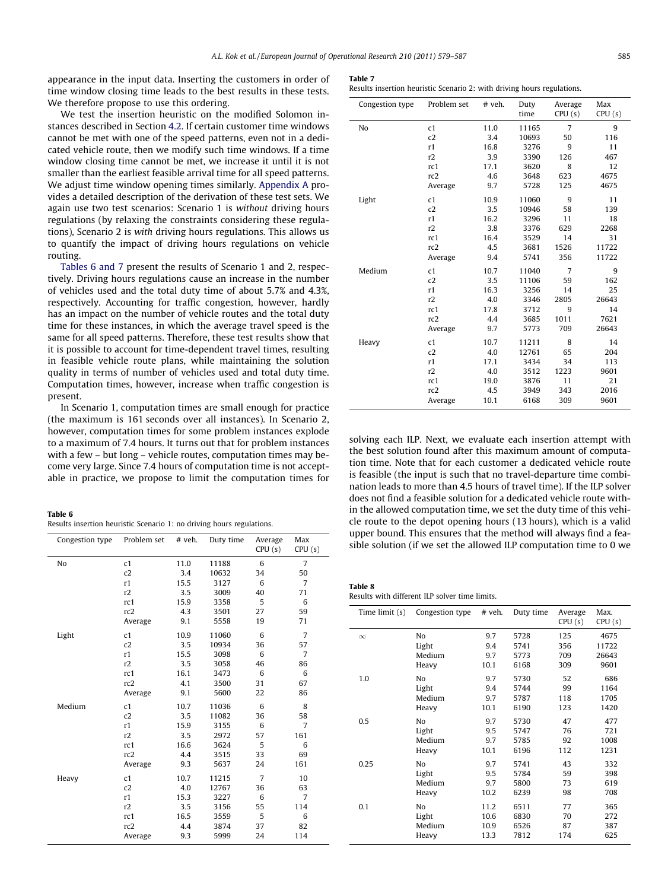appearance in the input data. Inserting the customers in order of time window closing time leads to the best results in these tests. We therefore propose to use this ordering.

We test the insertion heuristic on the modified Solomon instances described in Section 4.2. If certain customer time windows cannot be met with one of the speed patterns, even not in a dedicated vehicle route, then we modify such time windows. If a time window closing time cannot be met, we increase it until it is not smaller than the earliest feasible arrival time for all speed patterns. We adjust time window opening times similarly. Appendix A provides a detailed description of the derivation of these test sets. We again use two test scenarios: Scenario 1 is *without* driving hours regulations (by relaxing the constraints considering these regulations), Scenario 2 is *with* driving hours regulations. This allows us to quantify the impact of driving hours regulations on vehicle routing.

Tables 6 and 7 present the results of Scenario 1 and 2, respectively. Driving hours regulations cause an increase in the number of vehicles used and the total duty time of about 5.7% and 4.3%, respectively. Accounting for traffic congestion, however, hardly has an impact on the number of vehicle routes and the total duty time for these instances, in which the average travel speed is the same for all speed patterns. Therefore, these test results show that it is possible to account for time-dependent travel times, resulting in feasible vehicle route plans, while maintaining the solution quality in terms of number of vehicles used and total duty time. Computation times, however, increase when traffic congestion is present.

In Scenario 1, computation times are small enough for practice (the maximum is 161 seconds over all instances). In Scenario 2, however, computation times for some problem instances explode to a maximum of 7.4 hours. It turns out that for problem instances with a few – but long – vehicle routes, computation times may become very large. Since 7.4 hours of computation time is not acceptable in practice, we propose to limit the computation times for solving each ILP. Next, we evaluate each insertion attempt with the best solution found after this maximum amount of computation time. Note that for each customer a dedicated vehicle route is feasible (the input is such that no travel-departure time combination leads to more than 4.5 hours of travel time). If the ILP solver does not find a feasible solution for a dedicated vehicle route within the allowed computation time, we set the duty time of this vehicle route to the depot opening hours (13 hours), which is a valid upper bound. This ensures that the method will always find a feasible solution (if we set the allowed ILP computation time to 0 we

**Table 6**
Results insertion heuristic Scenario 1: no driving hours regulations.

| Congestion type | Problem set | # veh. | Duty time | Average CPU (s) | Max CPU (s) |
|---|---|---|---|---|---|
| No | c1 | 11.0 | 11188 | 6 | 7 |
| | c2 | 3.4 | 10632 | 34 | 50 |
| | r1 | 15.5 | 3127 | 6 | 7 |
| | r2 | 3.5 | 3009 | 40 | 71 |
| | rc1 | 15.9 | 3358 | 5 | 6 |
| | rc2 | 4.3 | 3501 | 27 | 59 |
| | Average | 9.1 | 5558 | 19 | 71 |
| Light | c1 | 10.9 | 11060 | 6 | 7 |
| | c2 | 3.5 | 10934 | 36 | 57 |
| | r1 | 15.5 | 3098 | 6 | 7 |
| | r2 | 3.5 | 3058 | 46 | 86 |
| | rc1 | 16.1 | 3473 | 6 | 6 |
| | rc2 | 4.1 | 3500 | 31 | 67 |
| | Average | 9.1 | 5600 | 22 | 86 |
| Medium | c1 | 10.7 | 11036 | 6 | 8 |
| | c2 | 3.5 | 11082 | 36 | 58 |
| | r1 | 15.9 | 3155 | 6 | 7 |
| | r2 | 3.5 | 2972 | 57 | 161 |
| | rc1 | 16.6 | 3624 | 5 | 6 |
| | rc2 | 4.4 | 3515 | 33 | 69 |
| | Average | 9.3 | 5637 | 24 | 161 |
| Heavy | c1 | 10.7 | 11215 | 7 | 10 |
| | c2 | 4.0 | 12767 | 36 | 63 |
| | r1 | 15.3 | 3227 | 6 | 7 |
| | r2 | 3.5 | 3156 | 55 | 114 |
| | rc1 | 16.5 | 3559 | 5 | 6 |
| | rc2 | 4.4 | 3874 | 37 | 82 |
| | Average | 9.3 | 5999 | 24 | 114 |

**Table 7**
Results insertion heuristic Scenario 2: with driving hours regulations.

| Congestion type | Problem set | # veh. | Duty time | Average CPU (s) | Max CPU (s) |
|---|---|---|---|---|---|
| No | c1 | 11.0 | 11165 | 7 | 9 |
| | c2 | 3.4 | 10693 | 50 | 116 |
| | r1 | 16.8 | 3276 | 9 | 11 |
| | r2 | 3.9 | 3390 | 126 | 467 |
| | rc1 | 17.1 | 3620 | 8 | 12 |
| | rc2 | 4.6 | 3648 | 623 | 4675 |
| | Average | 9.7 | 5728 | 125 | 4675 |
| Light | c1 | 10.9 | 11060 | 9 | 11 |
| | c2 | 3.5 | 10946 | 58 | 139 |
| | r1 | 16.2 | 3296 | 11 | 18 |
| | r2 | 3.8 | 3376 | 629 | 2268 |
| | rc1 | 16.4 | 3529 | 14 | 31 |
| | rc2 | 4.5 | 3681 | 1526 | 11722 |
| | Average | 9.4 | 5741 | 356 | 11722 |
| Medium | c1 | 10.7 | 11040 | 7 | 9 |
| | c2 | 3.5 | 11106 | 59 | 162 |
| | r1 | 16.3 | 3256 | 14 | 25 |
| | r2 | 4.0 | 3346 | 2805 | 26643 |
| | rc1 | 17.8 | 3712 | 9 | 14 |
| | rc2 | 4.4 | 3685 | 1011 | 7621 |
| | Average | 9.7 | 5773 | 709 | 26643 |
| Heavy | c1 | 10.7 | 11211 | 8 | 14 |
| | c2 | 4.0 | 12761 | 65 | 204 |
| | r1 | 17.1 | 3434 | 34 | 113 |
| | r2 | 4.0 | 3512 | 1223 | 9601 |
| | rc1 | 19.0 | 3876 | 11 | 21 |
| | rc2 | 4.5 | 3949 | 343 | 2016 |
| | Average | 10.1 | 6168 | 309 | 9601 |

**Table 8**
Results with different ILP solver time limits.

| Time limit (s) | Congestion type | # veh. | Duty time | Average CPU (s) | Max. CPU (s) |
|---|---|---|---|---|---|
| $\infty$ | No | 9.7 | 5728 | 125 | 4675 |
| | Light | 9.4 | 5741 | 356 | 11722 |
| | Medium | 9.7 | 5773 | 709 | 26643 |
| | Heavy | 10.1 | 6168 | 309 | 9601 |
| 1.0 | No | 9.7 | 5730 | 52 | 686 |
| | Light | 9.4 | 5744 | 99 | 1164 |
| | Medium | 9.7 | 5787 | 118 | 1705 |
| | Heavy | 10.1 | 6190 | 123 | 1420 |
| 0.5 | No | 9.7 | 5730 | 47 | 477 |
| | Light | 9.5 | 5747 | 76 | 721 |
| | Medium | 9.7 | 5785 | 92 | 1008 |
| | Heavy | 10.1 | 6196 | 112 | 1231 |
| 0.25 | No | 9.7 | 5741 | 43 | 332 |
| | Light | 9.5 | 5784 | 59 | 398 |
| | Medium | 9.7 | 5800 | 73 | 619 |
| | Heavy | 10.2 | 6239 | 98 | 708 |
| 0.1 | No | 11.2 | 6511 | 77 | 365 |
| | Light | 10.6 | 6830 | 70 | 272 |
| | Medium | 10.9 | 6526 | 87 | 387 |
| | Heavy | 13.3 | 7812 | 174 | 625 |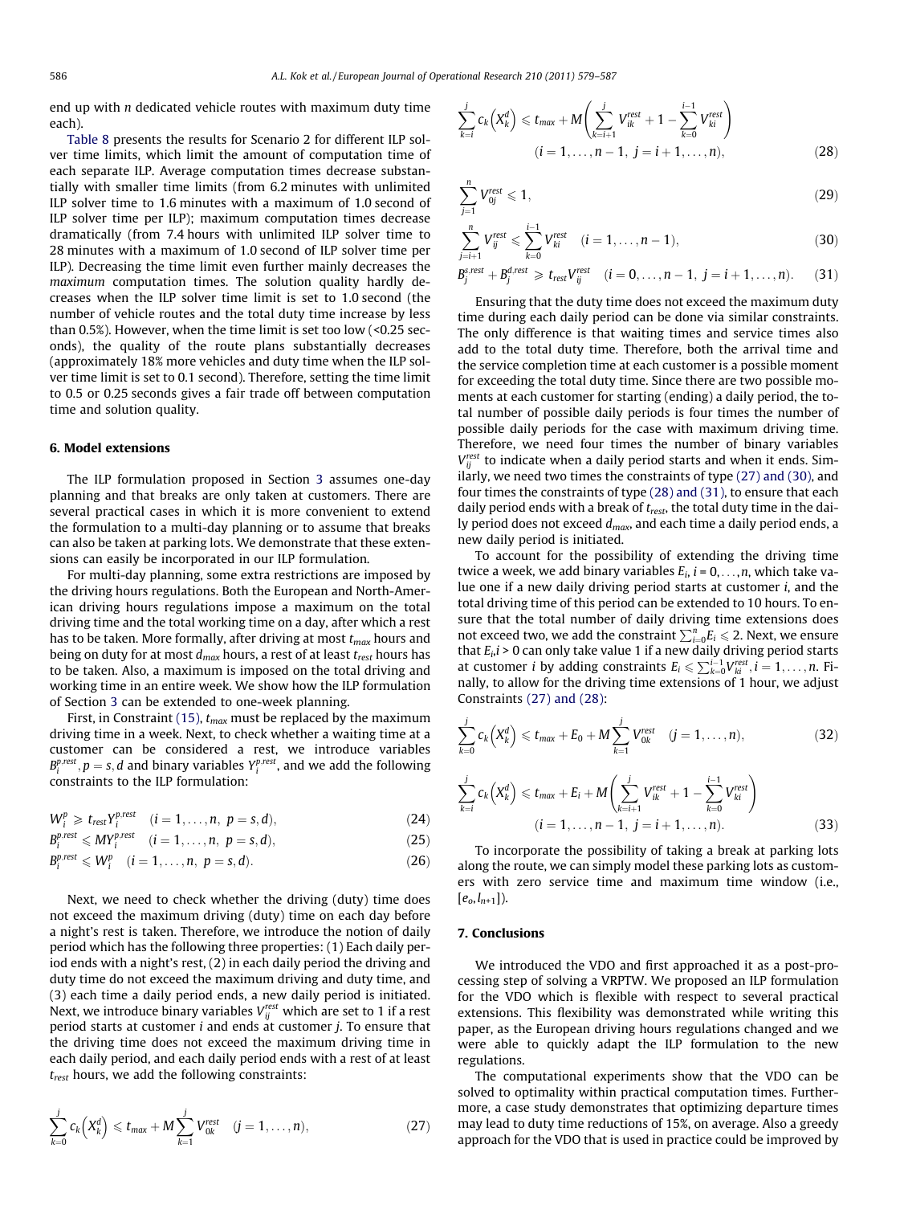end up with $n$ dedicated vehicle routes with maximum duty time each).

Table 8 presents the results for Scenario 2 for different ILP solver time limits, which limit the amount of computation time of each separate ILP. Average computation times decrease substantially with smaller time limits (from 6.2 minutes with unlimited ILP solver time to 1.6 minutes with a maximum of 1.0 second of ILP solver time per ILP); maximum computation times decrease dramatically (from 7.4 hours with unlimited ILP solver time to 28 minutes with a maximum of 1.0 second of ILP solver time per ILP). Decreasing the time limit even further mainly decreases the *maximum* computation times. The solution quality hardly decreases when the ILP solver time limit is set to 1.0 second (the number of vehicle routes and the total duty time increase by less than 0.5%). However, when the time limit is set too low (<0.25 seconds), the quality of the route plans substantially decreases (approximately 18% more vehicles and duty time when the ILP solver time limit is set to 0.1 second). Therefore, setting the time limit to 0.5 or 0.25 seconds gives a fair trade off between computation time and solution quality.

## 6. Model extensions

The ILP formulation proposed in Section 3 assumes one-day planning and that breaks are only taken at customers. There are several practical cases in which it is more convenient to extend the formulation to a multi-day planning or to assume that breaks can also be taken at parking lots. We demonstrate that these extensions can easily be incorporated in our ILP formulation.

For multi-day planning, some extra restrictions are imposed by the driving hours regulations. Both the European and North-American driving hours regulations impose a maximum on the total driving time and the total working time on a day, after which a rest has to be taken. More formally, after driving at most $t_{max}$ hours and being on duty for at most $d_{max}$ hours, a rest of at least $t_{rest}$ hours has to be taken. Also, a maximum is imposed on the total driving and working time in an entire week. We show how the ILP formulation of Section 3 can be extended to one-week planning.

First, in Constraint (15), $t_{max}$ must be replaced by the maximum driving time in a week. Next, to check whether a waiting time at a customer can be considered a rest, we introduce variables $B_i^{p,rest}, p = s, d$ and binary variables $Y_i^{p,rest}$, and we add the following constraints to the ILP formulation:

$$W_i^p \geqslant t_{rest} Y_i^{p,rest} \quad (i = 1, \ldots, n, \; p = s, d), \tag{24}$$

$$B_i^{p,rest} \leqslant M Y_i^{p,rest} \quad (i = 1, \ldots, n, \; p = s, d), \tag{25}$$

$$B_i^{p,rest} \leqslant W_i^p \quad (i = 1, \ldots, n, \; p = s, d). \tag{26}$$

Next, we need to check whether the driving (duty) time does not exceed the maximum driving (duty) time on each day before a night's rest is taken. Therefore, we introduce the notion of daily period which has the following three properties: (1) Each daily period ends with a night's rest, (2) in each daily period the driving and duty time do not exceed the maximum driving and duty time, and (3) each time a daily period ends, a new daily period is initiated. Next, we introduce binary variables $V_{ij}^{rest}$ which are set to 1 if a rest period starts at customer $i$ and ends at customer $j$. To ensure that the driving time does not exceed the maximum driving time in each daily period, and each daily period ends with a rest of at least $t_{rest}$ hours, we add the following constraints:

$$\sum_{k=0}^{j} c_k\left(X_k^d\right) \leqslant t_{max} + M \sum_{k=1}^{j} V_{0k}^{rest} \quad (j = 1, \ldots, n), \tag{27}$$

$$\sum_{k=i}^{j} c_k\left(X_k^d\right) \leqslant t_{max} + M\left(\sum_{k=i+1}^{j} V_{ik}^{rest} + 1 - \sum_{k=0}^{i-1} V_{ki}^{rest}\right) \quad (i = 1, \ldots, n-1, \; j = i+1, \ldots, n), \tag{28}$$

$$\sum_{j=1}^{n} V_{0j}^{rest} \leqslant 1, \tag{29}$$

$$\sum_{j=i+1}^{n} V_{ij}^{rest} \leqslant \sum_{k=0}^{i-1} V_{ki}^{rest} \quad (i = 1, \ldots, n-1), \tag{30}$$

$$B_j^{s,rest} + B_j^{d,rest} \geqslant t_{rest} V_{ij}^{rest} \quad (i = 0, \ldots, n-1, \; j = i+1, \ldots, n). \tag{31}$$

Ensuring that the duty time does not exceed the maximum duty time during each daily period can be done via similar constraints. The only difference is that waiting times and service times also add to the total duty time. Therefore, both the arrival time and the service completion time at each customer is a possible moment for exceeding the total duty time. Since there are two possible moments at each customer for starting (ending) a daily period, the total number of possible daily periods is four times the number of possible daily periods for the case with maximum driving time. Therefore, we need four times the number of binary variables $V_{ij}^{rest}$ to indicate when a daily period starts and when it ends. Similarly, we need two times the constraints of type (27) and (30), and four times the constraints of type (28) and (31), to ensure that each daily period ends with a break of $t_{rest}$, the total duty time in the daily period does not exceed $d_{max}$, and each time a daily period ends, a new daily period is initiated.

To account for the possibility of extending the driving time twice a week, we add binary variables $E_i$, $i = 0, \ldots, n$, which take value one if a new daily driving period starts at customer $i$, and the total driving time of this period can be extended to 10 hours. To ensure that the total number of daily driving time extensions does not exceed two, we add the constraint $\sum_{i=0}^{n} E_i \leqslant 2$. Next, we ensure that $E_i, i > 0$ can only take value 1 if a new daily driving period starts at customer $i$ by adding constraints $E_i \leqslant \sum_{k=0}^{i-1} V_{ki}^{rest}, i = 1, \ldots, n$. Finally, to allow for the driving time extensions of 1 hour, we adjust Constraints (27) and (28):

$$\sum_{k=0}^{j} c_k\left(X_k^d\right) \leqslant t_{max} + E_0 + M \sum_{k=1}^{j} V_{0k}^{rest} \quad (j = 1, \ldots, n), \tag{32}$$

$$\sum_{k=i}^{j} c_k\left(X_k^d\right) \leqslant t_{max} + E_i + M\left(\sum_{k=i+1}^{j} V_{ik}^{rest} + 1 - \sum_{k=0}^{i-1} V_{ki}^{rest}\right) \quad (i = 1, \ldots, n-1, \; j = i+1, \ldots, n). \tag{33}$$

To incorporate the possibility of taking a break at parking lots along the route, we can simply model these parking lots as customers with zero service time and maximum time window (i.e., $[e_o, l_{n+1}]$).

## 7. Conclusions

We introduced the VDO and first approached it as a post-processing step of solving a VRPTW. We proposed an ILP formulation for the VDO which is flexible with respect to several practical extensions. This flexibility was demonstrated while writing this paper, as the European driving hours regulations changed and we were able to quickly adapt the ILP formulation to the new regulations.

The computational experiments show that the VDO can be solved to optimality within practical computation times. Furthermore, a case study demonstrates that optimizing departure times may lead to duty time reductions of 15%, on average. Also a greedy approach for the VDO that is used in practice could be improved by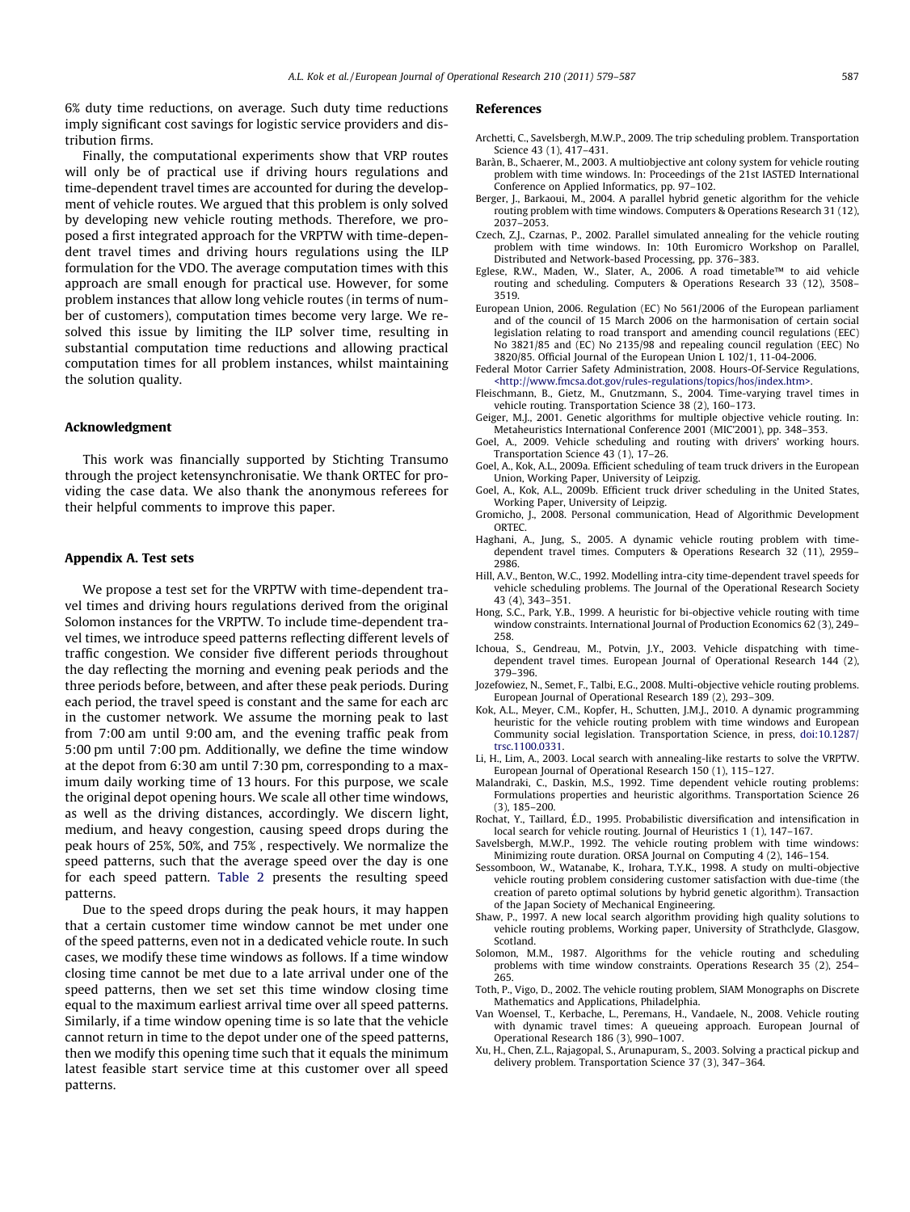6% duty time reductions, on average. Such duty time reductions imply significant cost savings for logistic service providers and distribution firms.

Finally, the computational experiments show that VRP routes will only be of practical use if driving hours regulations and time-dependent travel times are accounted for during the development of vehicle routes. We argued that this problem is only solved by developing new vehicle routing methods. Therefore, we proposed a first integrated approach for the VRPTW with time-dependent travel times and driving hours regulations using the ILP formulation for the VDO. The average computation times with this approach are small enough for practical use. However, for some problem instances that allow long vehicle routes (in terms of number of customers), computation times become very large. We resolved this issue by limiting the ILP solver time, resulting in substantial computation time reductions and allowing practical computation times for all problem instances, whilst maintaining the solution quality.

## Acknowledgment

This work was financially supported by Stichting Transumo through the project ketensynchronisatie. We thank ORTEC for providing the case data. We also thank the anonymous referees for their helpful comments to improve this paper.

## Appendix A. Test sets

We propose a test set for the VRPTW with time-dependent travel times and driving hours regulations derived from the original Solomon instances for the VRPTW. To include time-dependent travel times, we introduce speed patterns reflecting different levels of traffic congestion. We consider five different periods throughout the day reflecting the morning and evening peak periods and the three periods before, between, and after these peak periods. During each period, the travel speed is constant and the same for each arc in the customer network. We assume the morning peak to last from 7:00 am until 9:00 am, and the evening traffic peak from 5:00 pm until 7:00 pm. Additionally, we define the time window at the depot from 6:30 am until 7:30 pm, corresponding to a maximum daily working time of 13 hours. For this purpose, we scale the original depot opening hours. We scale all other time windows, as well as the driving distances, accordingly. We discern light, medium, and heavy congestion, causing speed drops during the peak hours of 25%, 50%, and 75% , respectively. We normalize the speed patterns, such that the average speed over the day is one for each speed pattern. Table 2 presents the resulting speed patterns.

Due to the speed drops during the peak hours, it may happen that a certain customer time window cannot be met under one of the speed patterns, even not in a dedicated vehicle route. In such cases, we modify these time windows as follows. If a time window closing time cannot be met due to a late arrival under one of the speed patterns, then we set set this time window closing time equal to the maximum earliest arrival time over all speed patterns. Similarly, if a time window opening time is so late that the vehicle cannot return in time to the depot under one of the speed patterns, then we modify this opening time such that it equals the minimum latest feasible start service time at this customer over all speed patterns.

## References

Archetti, C., Savelsbergh, M.W.P., 2009. The trip scheduling problem. Transportation Science 43 (1), 417–431.

Baràn, B., Schaerer, M., 2003. A multiobjective ant colony system for vehicle routing problem with time windows. In: Proceedings of the 21st IASTED International Conference on Applied Informatics, pp. 97–102.

Berger, J., Barkaoui, M., 2004. A parallel hybrid genetic algorithm for the vehicle routing problem with time windows. Computers & Operations Research 31 (12), 2037–2053.

Czech, Z.J., Czarnas, P., 2002. Parallel simulated annealing for the vehicle routing problem with time windows. In: 10th Euromicro Workshop on Parallel, Distributed and Network-based Processing, pp. 376–383.

Eglese, R.W., Maden, W., Slater, A., 2006. A road timetable™ to aid vehicle routing and scheduling. Computers & Operations Research 33 (12), 3508–3519.

European Union, 2006. Regulation (EC) No 561/2006 of the European parliament and of the council of 15 March 2006 on the harmonisation of certain social legislation relating to road transport and amending council regulations (EEC) No 3821/85 and (EC) No 2135/98 and repealing council regulation (EEC) No 3820/85. Official Journal of the European Union L 102/1, 11-04-2006.

Federal Motor Carrier Safety Administration, 2008. Hours-Of-Service Regulations, <http://www.fmcsa.dot.gov/rules-regulations/topics/hos/index.htm>.

Fleischmann, B., Gietz, M., Gnutzmann, S., 2004. Time-varying travel times in vehicle routing. Transportation Science 38 (2), 160–173.

Geiger, M.J., 2001. Genetic algorithms for multiple objective vehicle routing. In: Metaheuristics International Conference 2001 (MIC'2001), pp. 348–353.

Goel, A., 2009. Vehicle scheduling and routing with drivers' working hours. Transportation Science 43 (1), 17–26.

Goel, A., Kok, A.L., 2009a. Efficient scheduling of team truck drivers in the European Union, Working Paper, University of Leipzig.

Goel, A., Kok, A.L., 2009b. Efficient truck driver scheduling in the United States, Working Paper, University of Leipzig.

Gromicho, J., 2008. Personal communication, Head of Algorithmic Development ORTEC.

Haghani, A., Jung, S., 2005. A dynamic vehicle routing problem with time-dependent travel times. Computers & Operations Research 32 (11), 2959–2986.

Hill, A.V., Benton, W.C., 1992. Modelling intra-city time-dependent travel speeds for vehicle scheduling problems. The Journal of the Operational Research Society 43 (4), 343–351.

Hong, S.C., Park, Y.B., 1999. A heuristic for bi-objective vehicle routing with time window constraints. International Journal of Production Economics 62 (3), 249–258.

Ichoua, S., Gendreau, M., Potvin, J.Y., 2003. Vehicle dispatching with time-dependent travel times. European Journal of Operational Research 144 (2), 379–396.

Jozefowiez, N., Semet, F., Talbi, E.G., 2008. Multi-objective vehicle routing problems. European Journal of Operational Research 189 (2), 293–309.

Kok, A.L., Meyer, C.M., Kopfer, H., Schutten, J.M.J., 2010. A dynamic programming heuristic for the vehicle routing problem with time windows and European Community social legislation. Transportation Science, in press, doi:10.1287/trsc.1100.0331.

Li, H., Lim, A., 2003. Local search with annealing-like restarts to solve the VRPTW. European Journal of Operational Research 150 (1), 115–127.

Malandraki, C., Daskin, M.S., 1992. Time dependent vehicle routing problems: Formulations properties and heuristic algorithms. Transportation Science 26 (3), 185–200.

Rochat, Y., Taillard, É.D., 1995. Probabilistic diversification and intensification in local search for vehicle routing. Journal of Heuristics 1 (1), 147–167.

Savelsbergh, M.W.P., 1992. The vehicle routing problem with time windows: Minimizing route duration. ORSA Journal on Computing 4 (2), 146–154.

Sessomboon, W., Watanabe, K., Irohara, T.Y.K., 1998. A study on multi-objective vehicle routing problem considering customer satisfaction with due-time (the creation of pareto optimal solutions by hybrid genetic algorithm). Transaction of the Japan Society of Mechanical Engineering.

Shaw, P., 1997. A new local search algorithm providing high quality solutions to vehicle routing problems, Working paper, University of Strathclyde, Glasgow, Scotland.

Solomon, M.M., 1987. Algorithms for the vehicle routing and scheduling problems with time window constraints. Operations Research 35 (2), 254–265.

Toth, P., Vigo, D., 2002. The vehicle routing problem, SIAM Monographs on Discrete Mathematics and Applications, Philadelphia.

Van Woensel, T., Kerbache, L., Peremans, H., Vandaele, N., 2008. Vehicle routing with dynamic travel times: A queueing approach. European Journal of Operational Research 186 (3), 990–1007.

Xu, H., Chen, Z.L., Rajagopal, S., Arunapuram, S., 2003. Solving a practical pickup and delivery problem. Transportation Science 37 (3), 347–364.